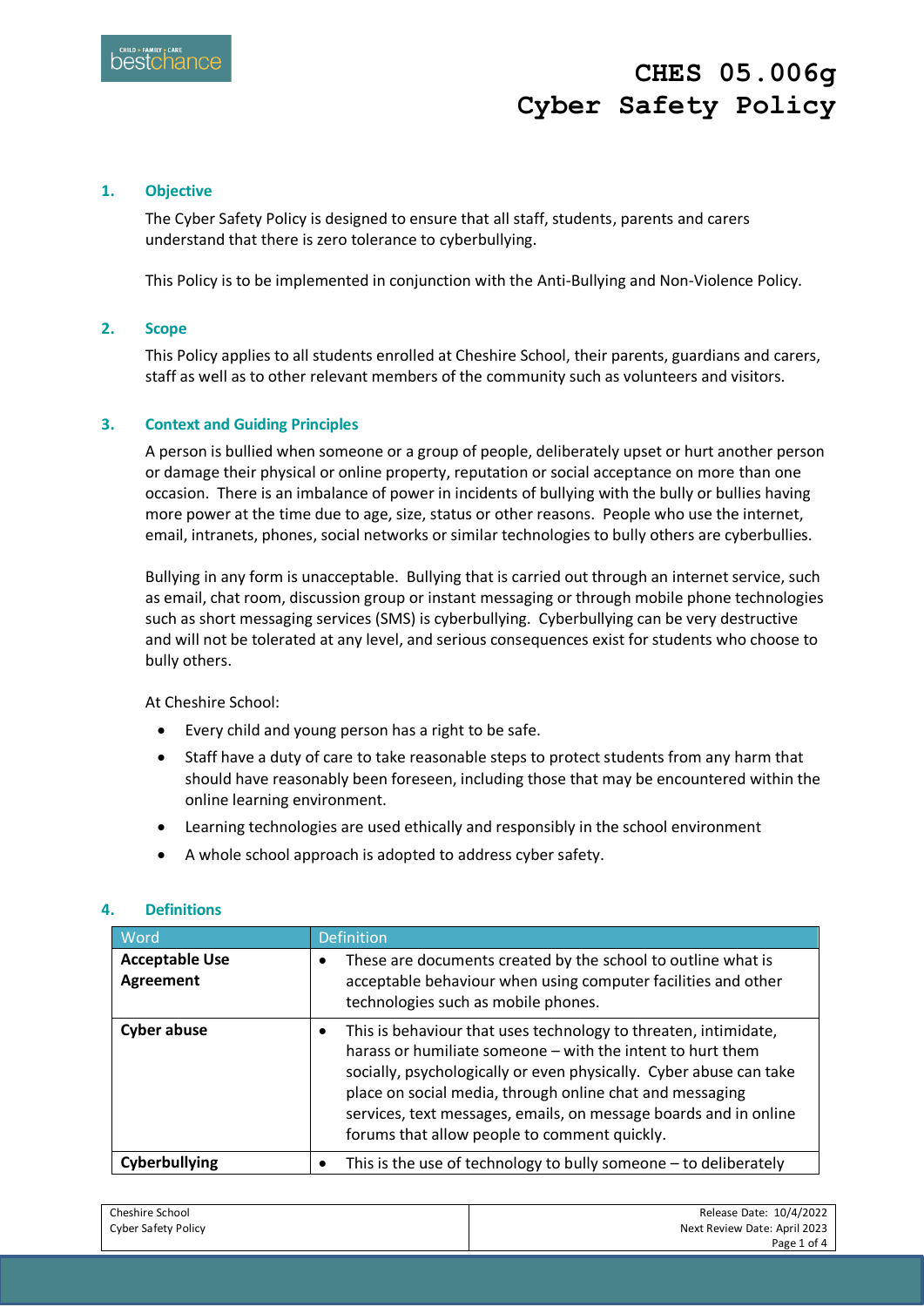# CHES 05.006g Cyber Safety Policy

## 1. Objective

The Cyber Safety Policy is designed to ensure that all staff, students, parents and carers understand that there is zero tolerance to cyberbullying.

This Policy is to be implemented in conjunction with the Anti-Bullying and Non-Violence Policy.

## 2. Scope

This Policy applies to all students enrolled at Cheshire School, their parents, guardians and carers, staff as well as to other relevant members of the community such as volunteers and visitors.

## 3. Context and Guiding Principles

A person is bullied when someone or a group of people, deliberately upset or hurt another person or damage their physical or online property, reputation or social acceptance on more than one occasion. There is an imbalance of power in incidents of bullying with the bully or bullies having more power at the time due to age, size, status or other reasons. People who use the internet, email, intranets, phones, social networks or similar technologies to bully others are cyberbullies.

Bullying in any form is unacceptable. Bullying that is carried out through an internet service, such as email, chat room, discussion group or instant messaging or through mobile phone technologies such as short messaging services (SMS) is cyberbullying. Cyberbullying can be very destructive and will not be tolerated at any level, and serious consequences exist for students who choose to bully others.

At Cheshire School:

- Every child and young person has a right to be safe.
- Staff have a duty of care to take reasonable steps to protect students from any harm that should have reasonably been foreseen, including those that may be encountered within the online learning environment.
- Learning technologies are used ethically and responsibly in the school environment
- A whole school approach is adopted to address cyber safety.

## 4. Definitions

| Word | Definition |
|---|---|
| **Acceptable Use Agreement** | • These are documents created by the school to outline what is acceptable behaviour when using computer facilities and other technologies such as mobile phones. |
| **Cyber abuse** | • This is behaviour that uses technology to threaten, intimidate, harass or humiliate someone – with the intent to hurt them socially, psychologically or even physically. Cyber abuse can take place on social media, through online chat and messaging services, text messages, emails, on message boards and in online forums that allow people to comment quickly. |
| **Cyberbullying** | • This is the use of technology to bully someone – to deliberately |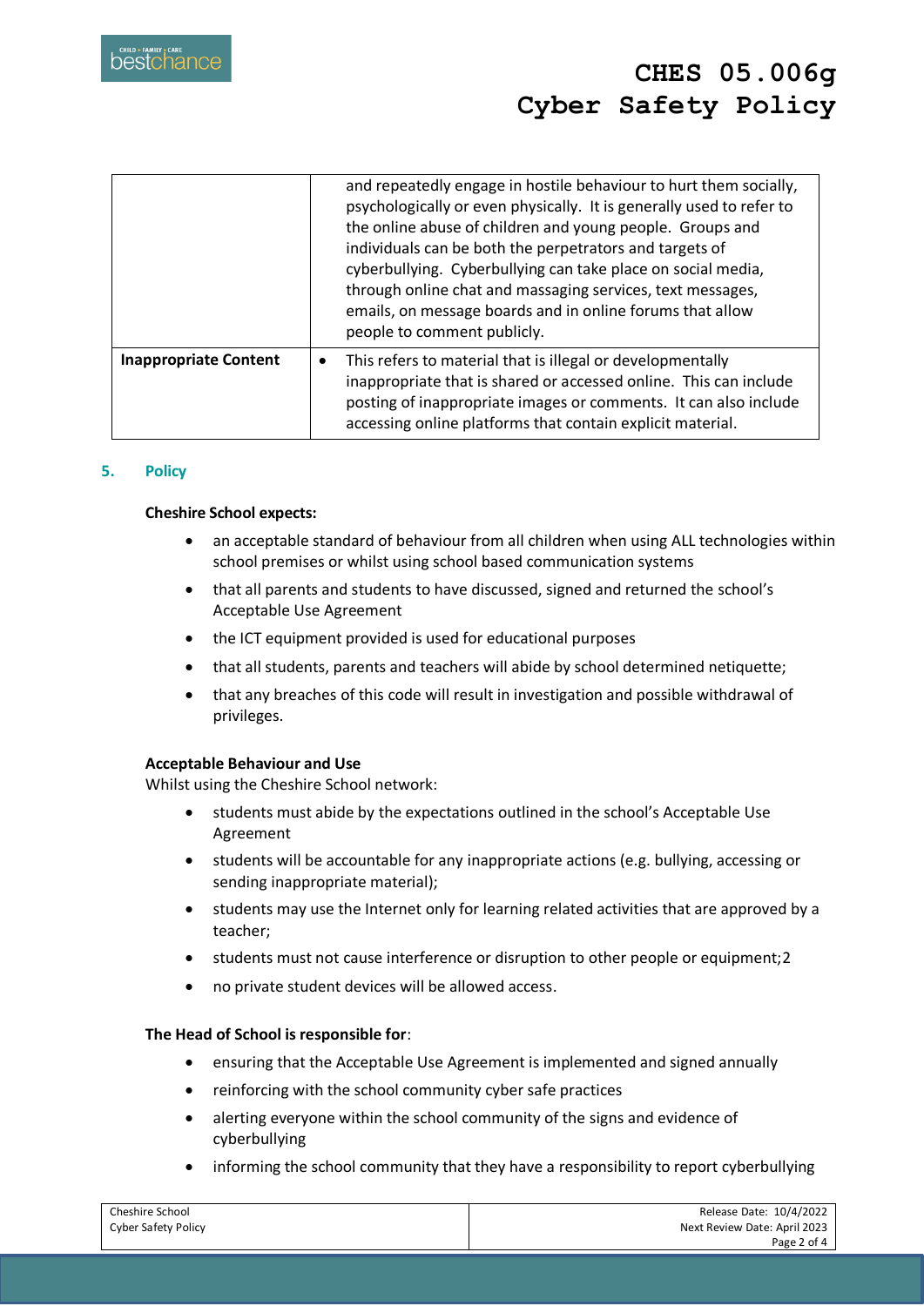| | |
|---|---|
| | and repeatedly engage in hostile behaviour to hurt them socially, psychologically or even physically. It is generally used to refer to the online abuse of children and young people. Groups and individuals can be both the perpetrators and targets of cyberbullying. Cyberbullying can take place on social media, through online chat and massaging services, text messages, emails, on message boards and in online forums that allow people to comment publicly. |
| **Inappropriate Content** | • This refers to material that is illegal or developmentally inappropriate that is shared or accessed online. This can include posting of inappropriate images or comments. It can also include accessing online platforms that contain explicit material. |

## 5. Policy

**Cheshire School expects:**

- an acceptable standard of behaviour from all children when using ALL technologies within school premises or whilst using school based communication systems
- that all parents and students to have discussed, signed and returned the school's Acceptable Use Agreement
- the ICT equipment provided is used for educational purposes
- that all students, parents and teachers will abide by school determined netiquette;
- that any breaches of this code will result in investigation and possible withdrawal of privileges.

**Acceptable Behaviour and Use**

Whilst using the Cheshire School network:

- students must abide by the expectations outlined in the school's Acceptable Use Agreement
- students will be accountable for any inappropriate actions (e.g. bullying, accessing or sending inappropriate material);
- students may use the Internet only for learning related activities that are approved by a teacher;
- students must not cause interference or disruption to other people or equipment;2
- no private student devices will be allowed access.

**The Head of School is responsible for**:

- ensuring that the Acceptable Use Agreement is implemented and signed annually
- reinforcing with the school community cyber safe practices
- alerting everyone within the school community of the signs and evidence of cyberbullying
- informing the school community that they have a responsibility to report cyberbullying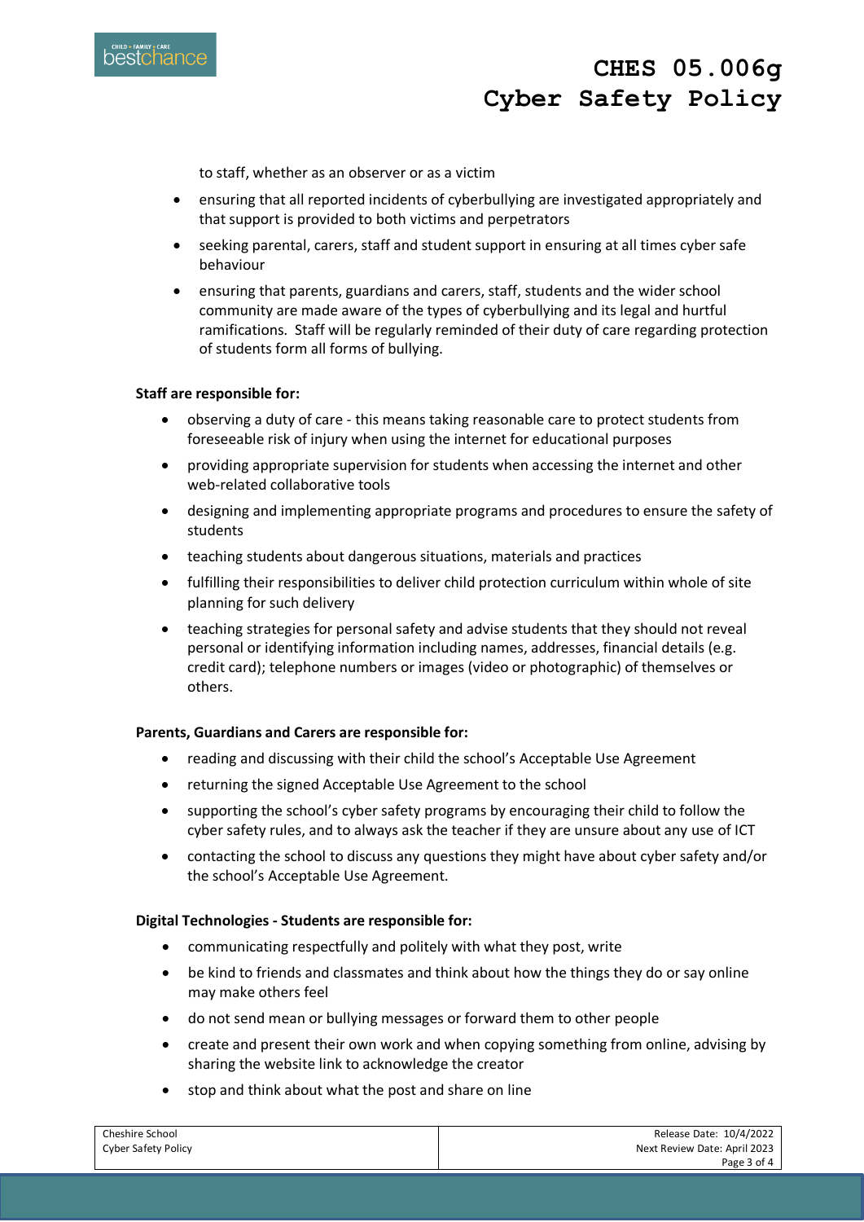to staff, whether as an observer or as a victim

- ensuring that all reported incidents of cyberbullying are investigated appropriately and that support is provided to both victims and perpetrators
- seeking parental, carers, staff and student support in ensuring at all times cyber safe behaviour
- ensuring that parents, guardians and carers, staff, students and the wider school community are made aware of the types of cyberbullying and its legal and hurtful ramifications. Staff will be regularly reminded of their duty of care regarding protection of students form all forms of bullying.

**Staff are responsible for:**

- observing a duty of care - this means taking reasonable care to protect students from foreseeable risk of injury when using the internet for educational purposes
- providing appropriate supervision for students when accessing the internet and other web-related collaborative tools
- designing and implementing appropriate programs and procedures to ensure the safety of students
- teaching students about dangerous situations, materials and practices
- fulfilling their responsibilities to deliver child protection curriculum within whole of site planning for such delivery
- teaching strategies for personal safety and advise students that they should not reveal personal or identifying information including names, addresses, financial details (e.g. credit card); telephone numbers or images (video or photographic) of themselves or others.

**Parents, Guardians and Carers are responsible for:**

- reading and discussing with their child the school's Acceptable Use Agreement
- returning the signed Acceptable Use Agreement to the school
- supporting the school's cyber safety programs by encouraging their child to follow the cyber safety rules, and to always ask the teacher if they are unsure about any use of ICT
- contacting the school to discuss any questions they might have about cyber safety and/or the school's Acceptable Use Agreement.

**Digital Technologies - Students are responsible for:**

- communicating respectfully and politely with what they post, write
- be kind to friends and classmates and think about how the things they do or say online may make others feel
- do not send mean or bullying messages or forward them to other people
- create and present their own work and when copying something from online, advising by sharing the website link to acknowledge the creator
- stop and think about what the post and share on line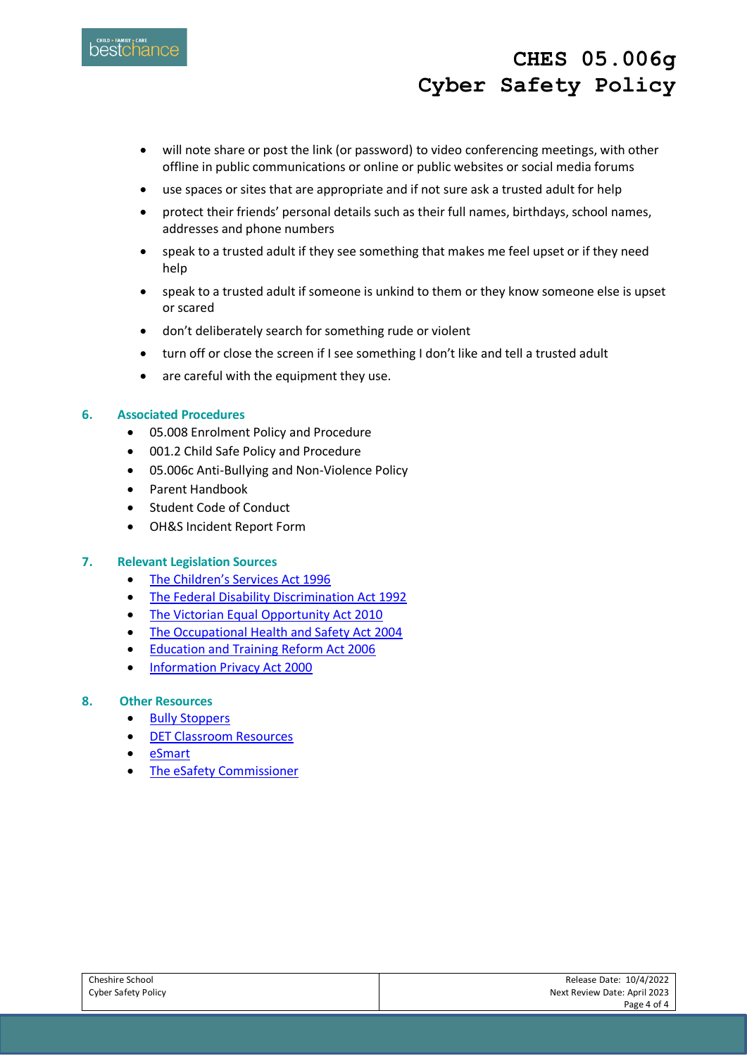- will note share or post the link (or password) to video conferencing meetings, with other offline in public communications or online or public websites or social media forums
- use spaces or sites that are appropriate and if not sure ask a trusted adult for help
- protect their friends' personal details such as their full names, birthdays, school names, addresses and phone numbers
- speak to a trusted adult if they see something that makes me feel upset or if they need help
- speak to a trusted adult if someone is unkind to them or they know someone else is upset or scared
- don't deliberately search for something rude or violent
- turn off or close the screen if I see something I don't like and tell a trusted adult
- are careful with the equipment they use.

## 6. Associated Procedures

- 05.008 Enrolment Policy and Procedure
- 001.2 Child Safe Policy and Procedure
- 05.006c Anti-Bullying and Non-Violence Policy
- Parent Handbook
- Student Code of Conduct
- OH&S Incident Report Form

## 7. Relevant Legislation Sources

- The Children's Services Act 1996
- The Federal Disability Discrimination Act 1992
- The Victorian Equal Opportunity Act 2010
- The Occupational Health and Safety Act 2004
- Education and Training Reform Act 2006
- Information Privacy Act 2000

## 8. Other Resources

- Bully Stoppers
- DET Classroom Resources
- eSmart
- The eSafety Commissioner